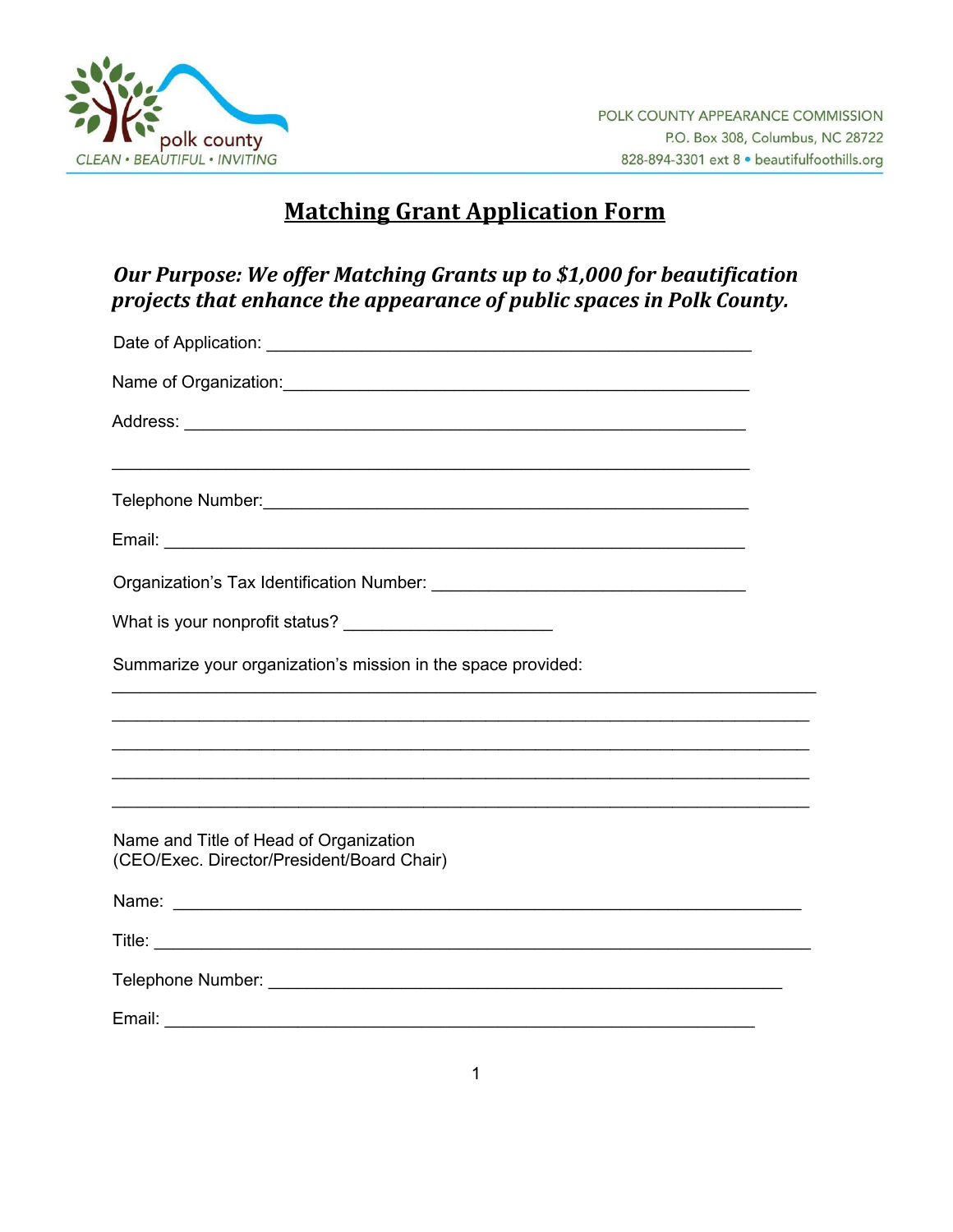polk county
CLEAN • BEAUTIFUL • INVITING

POLK COUNTY APPEARANCE COMMISSION
P.O. Box 308, Columbus, NC 28722
828-894-3301 ext 8 • beautifulfoothills.org

# Matching Grant Application Form

***Our Purpose: We offer Matching Grants up to $1,000 for beautification projects that enhance the appearance of public spaces in Polk County.***

Date of Application: ____________________________________________________

Name of Organization:___________________________________________________

Address: ________________________________________________________________

_______________________________________________________________________

Telephone Number:______________________________________________________

Email: __________________________________________________________________

Organization's Tax Identification Number: ________________________________

What is your nonprofit status? _____________________

Summarize your organization's mission in the space provided:

_______________________________________________________________________

_______________________________________________________________________

_______________________________________________________________________

_______________________________________________________________________

_______________________________________________________________________

Name and Title of Head of Organization
(CEO/Exec. Director/President/Board Chair)

Name: _________________________________________________________________

Title: __________________________________________________________________

Telephone Number: ______________________________________________________

Email: _________________________________________________________________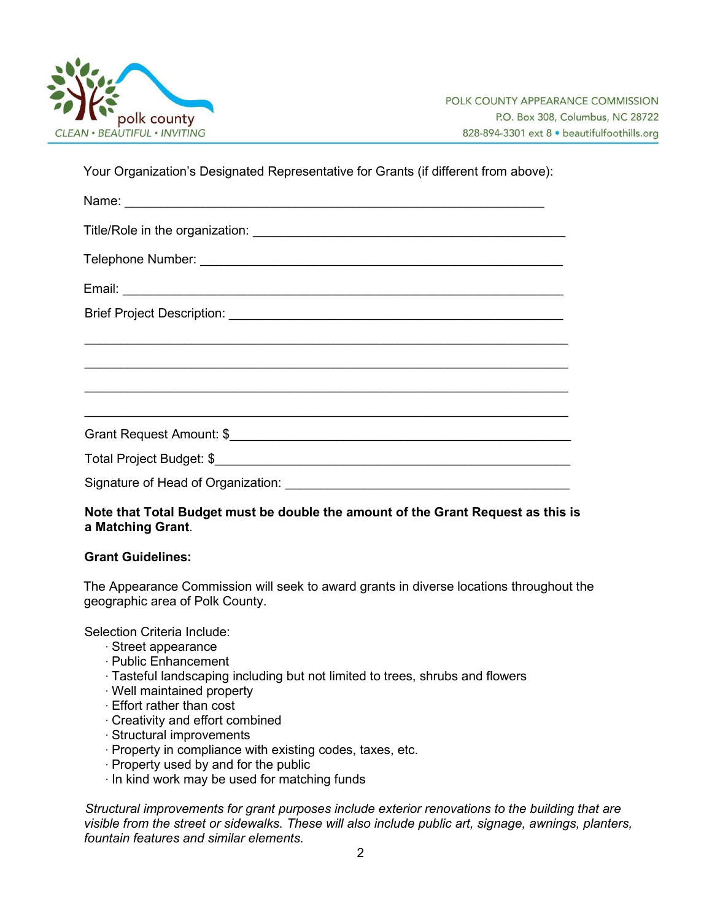Your Organization's Designated Representative for Grants (if different from above):

Name: ____________________________________________________________

Title/Role in the organization: _____________________________________________

Telephone Number: _____________________________________________________

Email: _________________________________________________________________

Brief Project Description: ________________________________________________

______________________________________________________________________

______________________________________________________________________

______________________________________________________________________

______________________________________________________________________

Grant Request Amount: $_______________________________________________

Total Project Budget: $_________________________________________________

Signature of Head of Organization: __________________________________________

**Note that Total Budget must be double the amount of the Grant Request as this is a Matching Grant**.

**Grant Guidelines:**

The Appearance Commission will seek to award grants in diverse locations throughout the geographic area of Polk County.

Selection Criteria Include:

- Street appearance
- Public Enhancement
- Tasteful landscaping including but not limited to trees, shrubs and flowers
- Well maintained property
- Effort rather than cost
- Creativity and effort combined
- Structural improvements
- Property in compliance with existing codes, taxes, etc.
- Property used by and for the public
- In kind work may be used for matching funds

*Structural improvements for grant purposes include exterior renovations to the building that are visible from the street or sidewalks. These will also include public art, signage, awnings, planters, fountain features and similar elements.*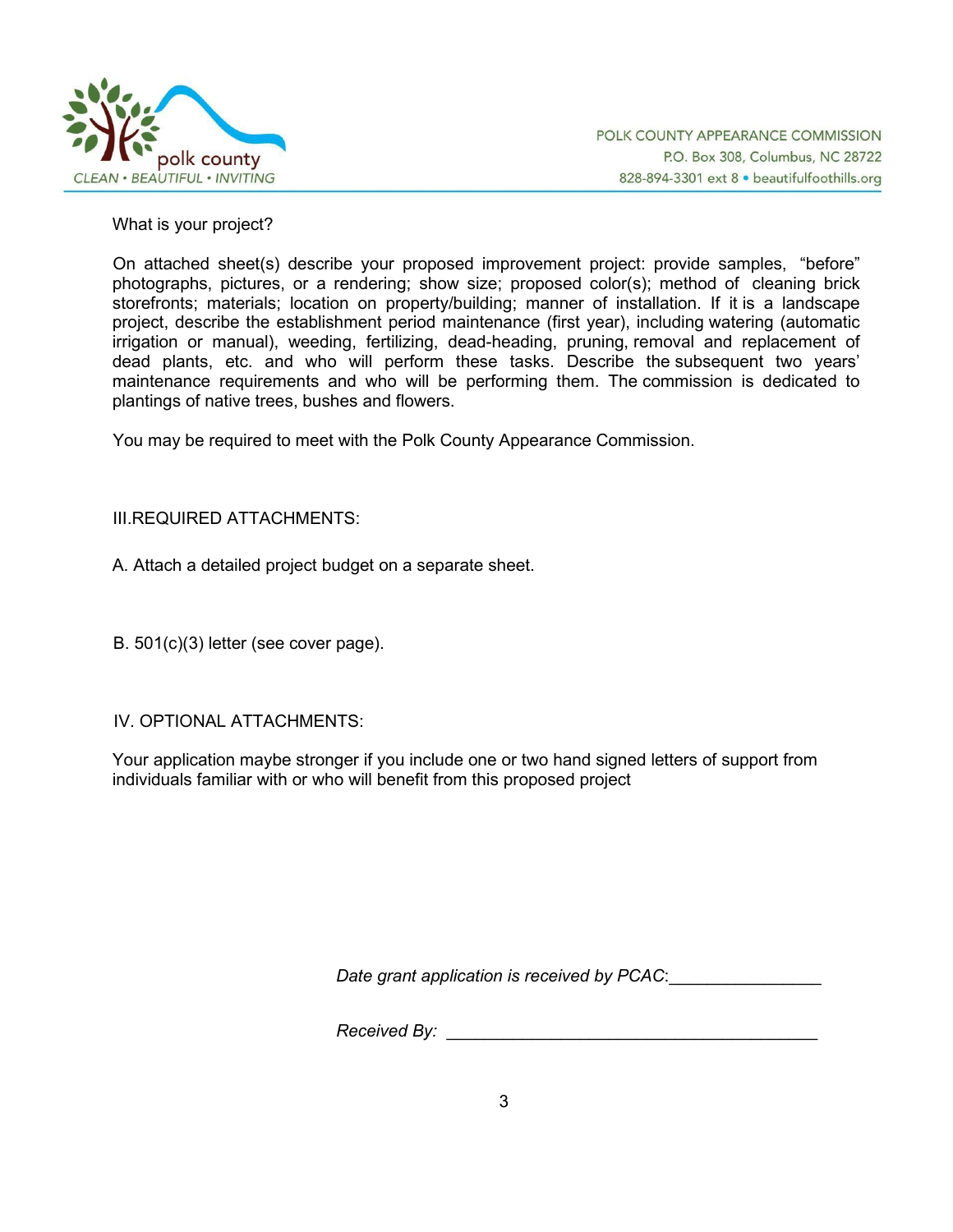What is your project?

On attached sheet(s) describe your proposed improvement project: provide samples, "before" photographs, pictures, or a rendering; show size; proposed color(s); method of cleaning brick storefronts; materials; location on property/building; manner of installation. If it is a landscape project, describe the establishment period maintenance (first year), including watering (automatic irrigation or manual), weeding, fertilizing, dead-heading, pruning, removal and replacement of dead plants, etc. and who will perform these tasks. Describe the subsequent two years' maintenance requirements and who will be performing them. The commission is dedicated to plantings of native trees, bushes and flowers.

You may be required to meet with the Polk County Appearance Commission.

## III.REQUIRED ATTACHMENTS:

A. Attach a detailed project budget on a separate sheet.

B. 501(c)(3) letter (see cover page).

## IV. OPTIONAL ATTACHMENTS:

Your application maybe stronger if you include one or two hand signed letters of support from individuals familiar with or who will benefit from this proposed project

*Date grant application is received by PCAC*:________________

*Received By:* ________________________________________